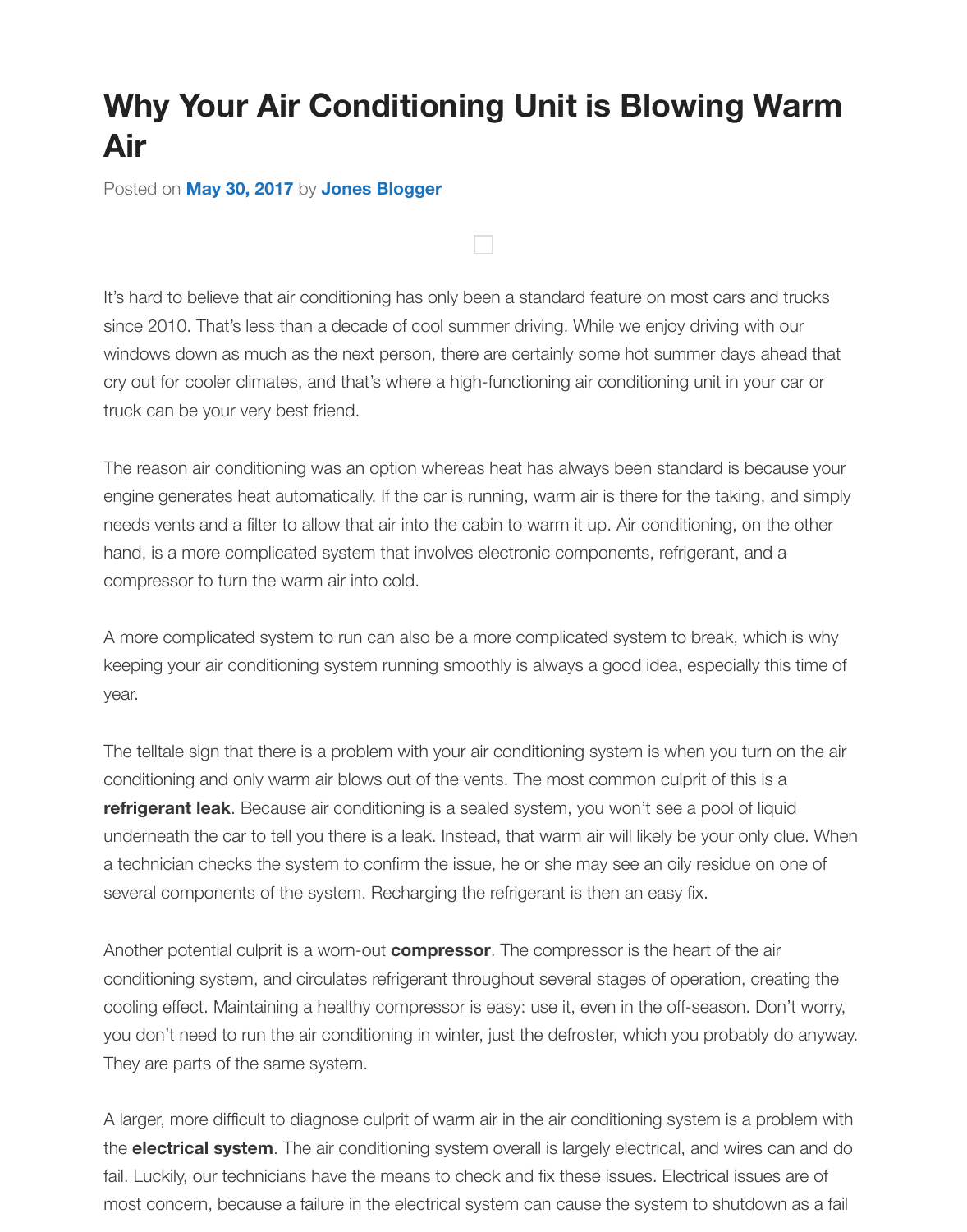# Why Your Air Conditioning Unit is Blowing Warm Air

Posted on **May 30, 2017** by **Jones Blogger**

It's hard to believe that air conditioning has only been a standard feature on most cars and trucks since 2010. That's less than a decade of cool summer driving. While we enjoy driving with our windows down as much as the next person, there are certainly some hot summer days ahead that cry out for cooler climates, and that's where a high-functioning air conditioning unit in your car or truck can be your very best friend.

The reason air conditioning was an option whereas heat has always been standard is because your engine generates heat automatically. If the car is running, warm air is there for the taking, and simply needs vents and a filter to allow that air into the cabin to warm it up. Air conditioning, on the other hand, is a more complicated system that involves electronic components, refrigerant, and a compressor to turn the warm air into cold.

A more complicated system to run can also be a more complicated system to break, which is why keeping your air conditioning system running smoothly is always a good idea, especially this time of year.

The telltale sign that there is a problem with your air conditioning system is when you turn on the air conditioning and only warm air blows out of the vents. The most common culprit of this is a **refrigerant leak**. Because air conditioning is a sealed system, you won't see a pool of liquid underneath the car to tell you there is a leak. Instead, that warm air will likely be your only clue. When a technician checks the system to confirm the issue, he or she may see an oily residue on one of several components of the system. Recharging the refrigerant is then an easy fix.

Another potential culprit is a worn-out **compressor**. The compressor is the heart of the air conditioning system, and circulates refrigerant throughout several stages of operation, creating the cooling effect. Maintaining a healthy compressor is easy: use it, even in the off-season. Don't worry, you don't need to run the air conditioning in winter, just the defroster, which you probably do anyway. They are parts of the same system.

A larger, more difficult to diagnose culprit of warm air in the air conditioning system is a problem with the **electrical system**. The air conditioning system overall is largely electrical, and wires can and do fail. Luckily, our technicians have the means to check and fix these issues. Electrical issues are of most concern, because a failure in the electrical system can cause the system to shutdown as a fail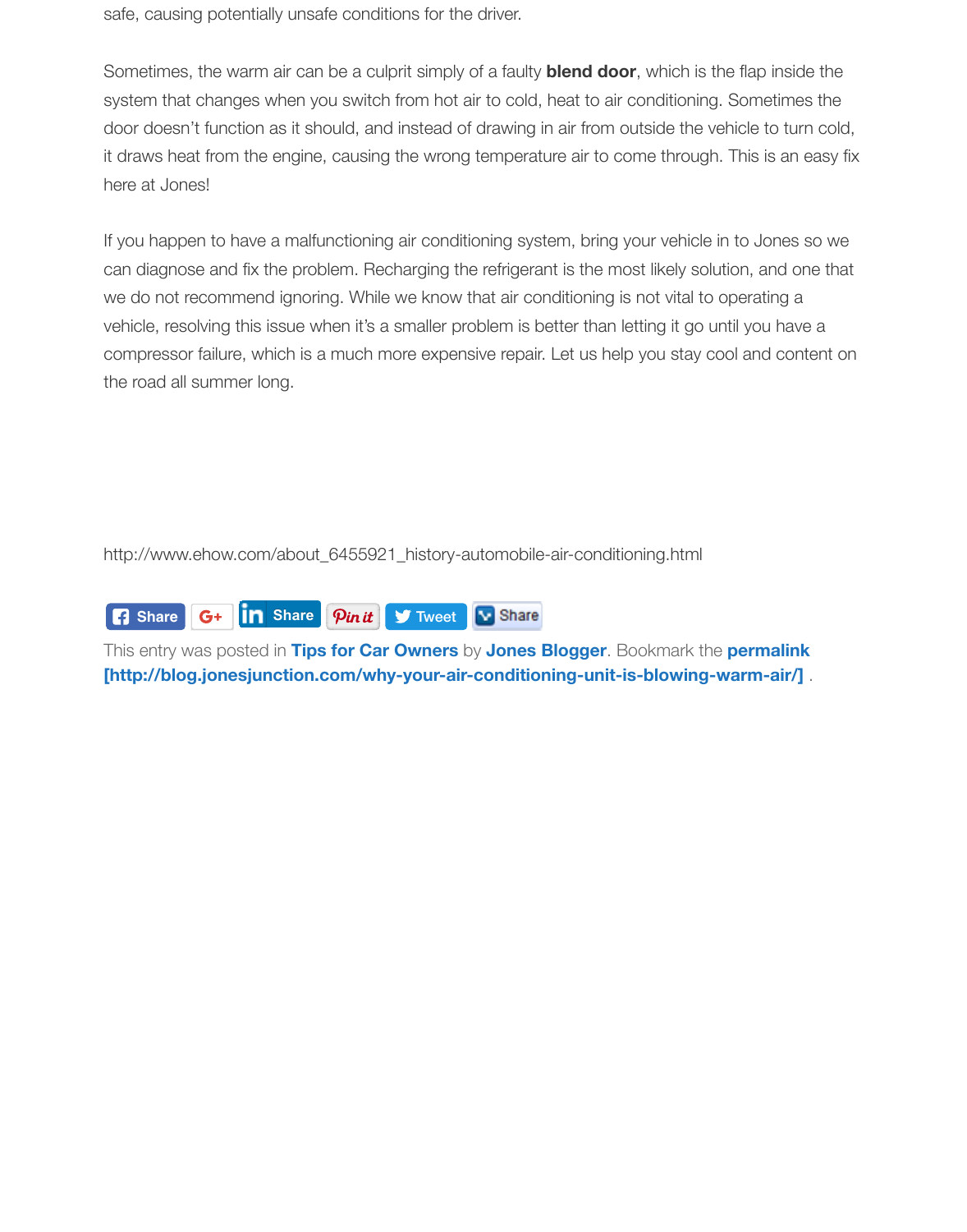safe, causing potentially unsafe conditions for the driver.

Sometimes, the warm air can be a culprit simply of a faulty **blend door**, which is the flap inside the system that changes when you switch from hot air to cold, heat to air conditioning. Sometimes the door doesn't function as it should, and instead of drawing in air from outside the vehicle to turn cold, it draws heat from the engine, causing the wrong temperature air to come through. This is an easy fix here at Jones!

If you happen to have a malfunctioning air conditioning system, bring your vehicle in to Jones so we can diagnose and fix the problem. Recharging the refrigerant is the most likely solution, and one that we do not recommend ignoring. While we know that air conditioning is not vital to operating a vehicle, resolving this issue when it's a smaller problem is better than letting it go until you have a compressor failure, which is a much more expensive repair. Let us help you stay cool and content on the road all summer long.

http://www.ehow.com/about_6455921_history-automobile-air-conditioning.html

Share G+ Share Pin it Tweet Share

This entry was posted in **Tips for Car Owners** by **Jones Blogger**. Bookmark the **permalink [http://blog.jonesjunction.com/why-your-air-conditioning-unit-is-blowing-warm-air/]** .